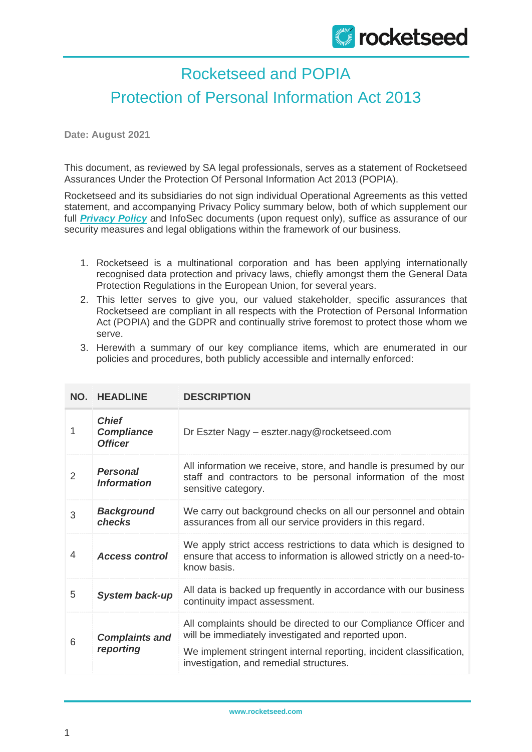# Rocketseed and POPIA

## Protection of Personal Information Act 2013

**Date: August 2021**

This document, as reviewed by SA legal professionals, serves as a statement of Rocketseed Assurances Under the Protection Of Personal Information Act 2013 (POPIA).

Rocketseed and its subsidiaries do not sign individual Operational Agreements as this vetted statement, and accompanying Privacy Policy summary below, both of which supplement our full ***Privacy Policy*** and InfoSec documents (upon request only), suffice as assurance of our security measures and legal obligations within the framework of our business.

1. Rocketseed is a multinational corporation and has been applying internationally recognised data protection and privacy laws, chiefly amongst them the General Data Protection Regulations in the European Union, for several years.
2. This letter serves to give you, our valued stakeholder, specific assurances that Rocketseed are compliant in all respects with the Protection of Personal Information Act (POPIA) and the GDPR and continually strive foremost to protect those whom we serve.
3. Herewith a summary of our key compliance items, which are enumerated in our policies and procedures, both publicly accessible and internally enforced:

| NO. | HEADLINE | DESCRIPTION |
|---|---|---|
| 1 | ***Chief Compliance Officer*** | Dr Eszter Nagy – eszter.nagy@rocketseed.com |
| 2 | ***Personal Information*** | All information we receive, store, and handle is presumed by our staff and contractors to be personal information of the most sensitive category. |
| 3 | ***Background checks*** | We carry out background checks on all our personnel and obtain assurances from all our service providers in this regard. |
| 4 | ***Access control*** | We apply strict access restrictions to data which is designed to ensure that access to information is allowed strictly on a need-to-know basis. |
| 5 | ***System back-up*** | All data is backed up frequently in accordance with our business continuity impact assessment. |
| 6 | ***Complaints and reporting*** | All complaints should be directed to our Compliance Officer and will be immediately investigated and reported upon. We implement stringent internal reporting, incident classification, investigation, and remedial structures. |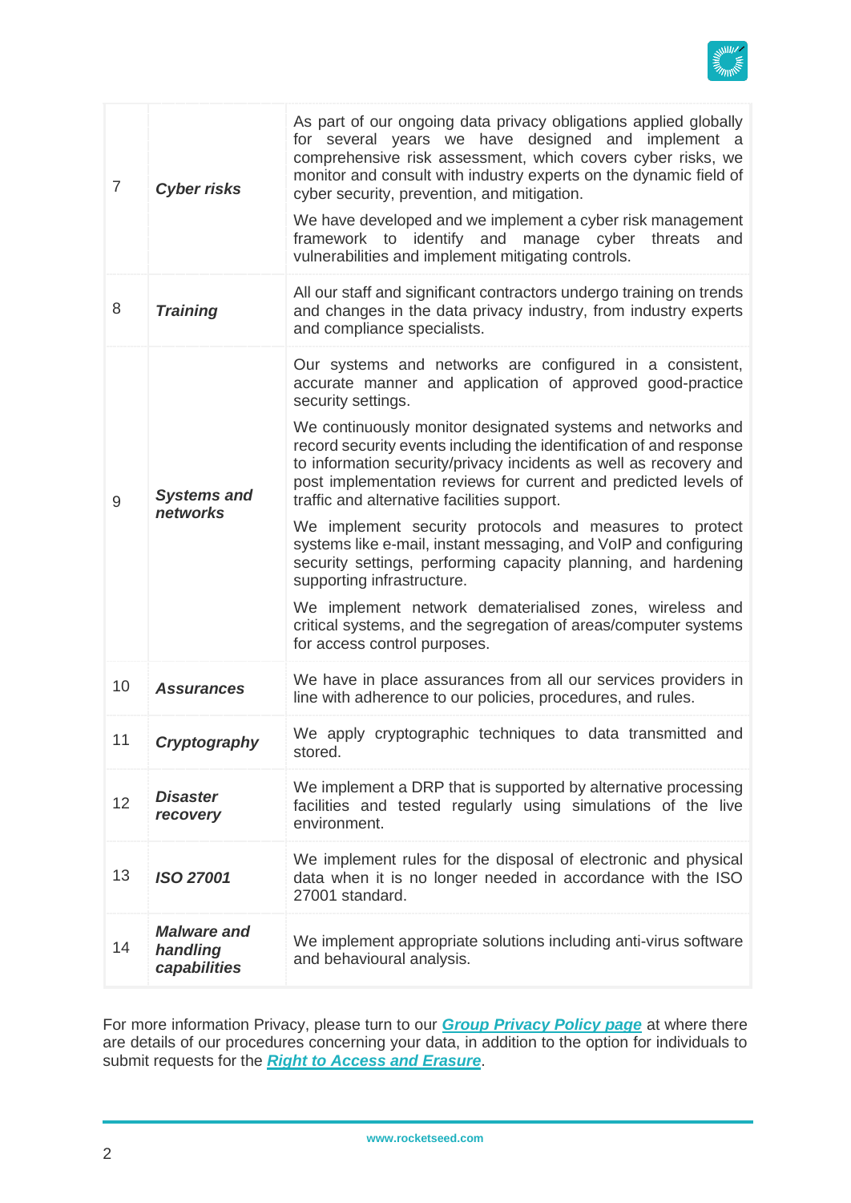| | | |
|---|---|---|
| 7 | ***Cyber risks*** | As part of our ongoing data privacy obligations applied globally for several years we have designed and implement a comprehensive risk assessment, which covers cyber risks, we monitor and consult with industry experts on the dynamic field of cyber security, prevention, and mitigation.<br><br>We have developed and we implement a cyber risk management framework to identify and manage cyber threats and vulnerabilities and implement mitigating controls. |
| 8 | ***Training*** | All our staff and significant contractors undergo training on trends and changes in the data privacy industry, from industry experts and compliance specialists. |
| 9 | ***Systems and networks*** | Our systems and networks are configured in a consistent, accurate manner and application of approved good-practice security settings.<br><br>We continuously monitor designated systems and networks and record security events including the identification of and response to information security/privacy incidents as well as recovery and post implementation reviews for current and predicted levels of traffic and alternative facilities support.<br><br>We implement security protocols and measures to protect systems like e-mail, instant messaging, and VoIP and configuring security settings, performing capacity planning, and hardening supporting infrastructure.<br><br>We implement network dematerialised zones, wireless and critical systems, and the segregation of areas/computer systems for access control purposes. |
| 10 | ***Assurances*** | We have in place assurances from all our services providers in line with adherence to our policies, procedures, and rules. |
| 11 | ***Cryptography*** | We apply cryptographic techniques to data transmitted and stored. |
| 12 | ***Disaster recovery*** | We implement a DRP that is supported by alternative processing facilities and tested regularly using simulations of the live environment. |
| 13 | ***ISO 27001*** | We implement rules for the disposal of electronic and physical data when it is no longer needed in accordance with the ISO 27001 standard. |
| 14 | ***Malware and handling capabilities*** | We implement appropriate solutions including anti-virus software and behavioural analysis. |

For more information Privacy, please turn to our ***Group Privacy Policy page*** at where there are details of our procedures concerning your data, in addition to the option for individuals to submit requests for the ***Right to Access and Erasure***.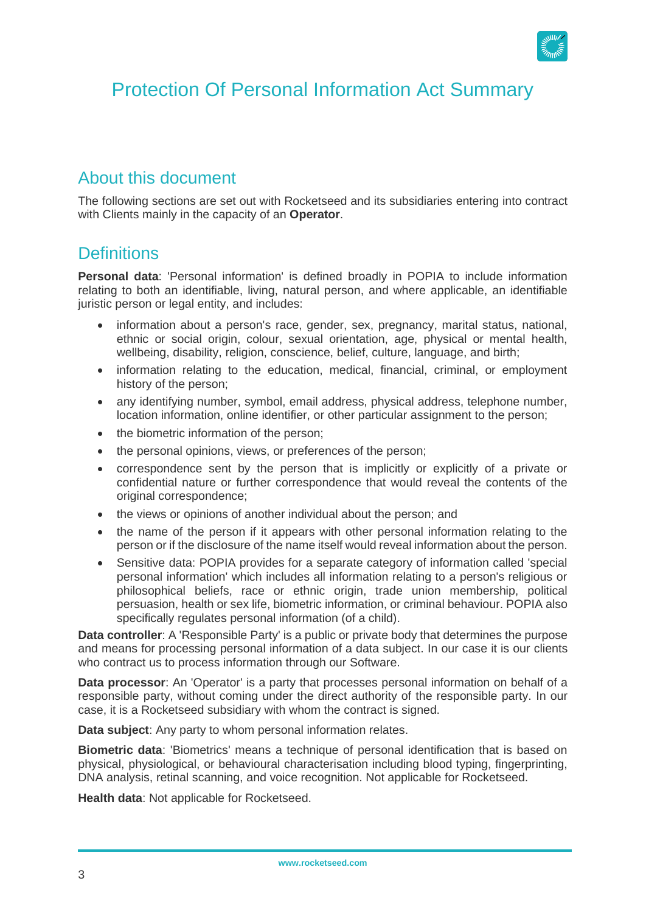# Protection Of Personal Information Act Summary

## About this document

The following sections are set out with Rocketseed and its subsidiaries entering into contract with Clients mainly in the capacity of an **Operator**.

## Definitions

**Personal data**: 'Personal information' is defined broadly in POPIA to include information relating to both an identifiable, living, natural person, and where applicable, an identifiable juristic person or legal entity, and includes:

- information about a person's race, gender, sex, pregnancy, marital status, national, ethnic or social origin, colour, sexual orientation, age, physical or mental health, wellbeing, disability, religion, conscience, belief, culture, language, and birth;
- information relating to the education, medical, financial, criminal, or employment history of the person;
- any identifying number, symbol, email address, physical address, telephone number, location information, online identifier, or other particular assignment to the person;
- the biometric information of the person;
- the personal opinions, views, or preferences of the person;
- correspondence sent by the person that is implicitly or explicitly of a private or confidential nature or further correspondence that would reveal the contents of the original correspondence;
- the views or opinions of another individual about the person; and
- the name of the person if it appears with other personal information relating to the person or if the disclosure of the name itself would reveal information about the person.
- Sensitive data: POPIA provides for a separate category of information called 'special personal information' which includes all information relating to a person's religious or philosophical beliefs, race or ethnic origin, trade union membership, political persuasion, health or sex life, biometric information, or criminal behaviour. POPIA also specifically regulates personal information (of a child).

**Data controller**: A 'Responsible Party' is a public or private body that determines the purpose and means for processing personal information of a data subject. In our case it is our clients who contract us to process information through our Software.

**Data processor**: An 'Operator' is a party that processes personal information on behalf of a responsible party, without coming under the direct authority of the responsible party. In our case, it is a Rocketseed subsidiary with whom the contract is signed.

**Data subject**: Any party to whom personal information relates.

**Biometric data**: 'Biometrics' means a technique of personal identification that is based on physical, physiological, or behavioural characterisation including blood typing, fingerprinting, DNA analysis, retinal scanning, and voice recognition. Not applicable for Rocketseed.

**Health data**: Not applicable for Rocketseed.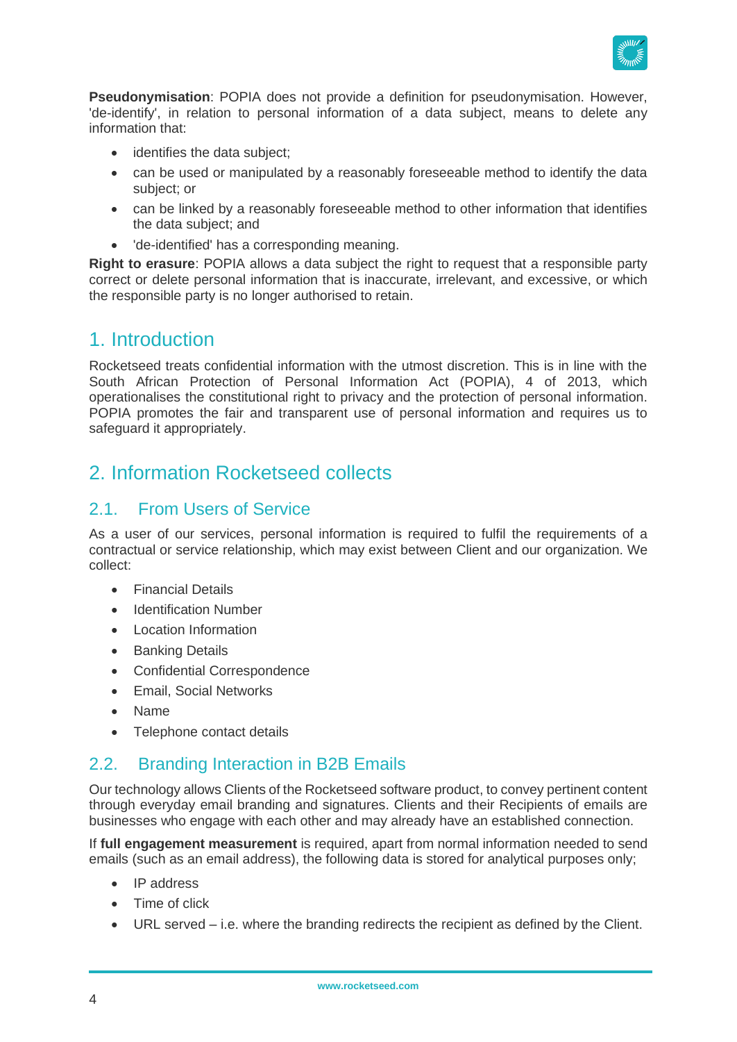**Pseudonymisation**: POPIA does not provide a definition for pseudonymisation. However, 'de-identify', in relation to personal information of a data subject, means to delete any information that:

- identifies the data subject;
- can be used or manipulated by a reasonably foreseeable method to identify the data subject; or
- can be linked by a reasonably foreseeable method to other information that identifies the data subject; and
- 'de-identified' has a corresponding meaning.

**Right to erasure**: POPIA allows a data subject the right to request that a responsible party correct or delete personal information that is inaccurate, irrelevant, and excessive, or which the responsible party is no longer authorised to retain.

# 1. Introduction

Rocketseed treats confidential information with the utmost discretion. This is in line with the South African Protection of Personal Information Act (POPIA), 4 of 2013, which operationalises the constitutional right to privacy and the protection of personal information. POPIA promotes the fair and transparent use of personal information and requires us to safeguard it appropriately.

# 2. Information Rocketseed collects

## 2.1. From Users of Service

As a user of our services, personal information is required to fulfil the requirements of a contractual or service relationship, which may exist between Client and our organization. We collect:

- Financial Details
- Identification Number
- Location Information
- Banking Details
- Confidential Correspondence
- Email, Social Networks
- Name
- Telephone contact details

## 2.2. Branding Interaction in B2B Emails

Our technology allows Clients of the Rocketseed software product, to convey pertinent content through everyday email branding and signatures. Clients and their Recipients of emails are businesses who engage with each other and may already have an established connection.

If **full engagement measurement** is required, apart from normal information needed to send emails (such as an email address), the following data is stored for analytical purposes only;

- IP address
- Time of click
- URL served – i.e. where the branding redirects the recipient as defined by the Client.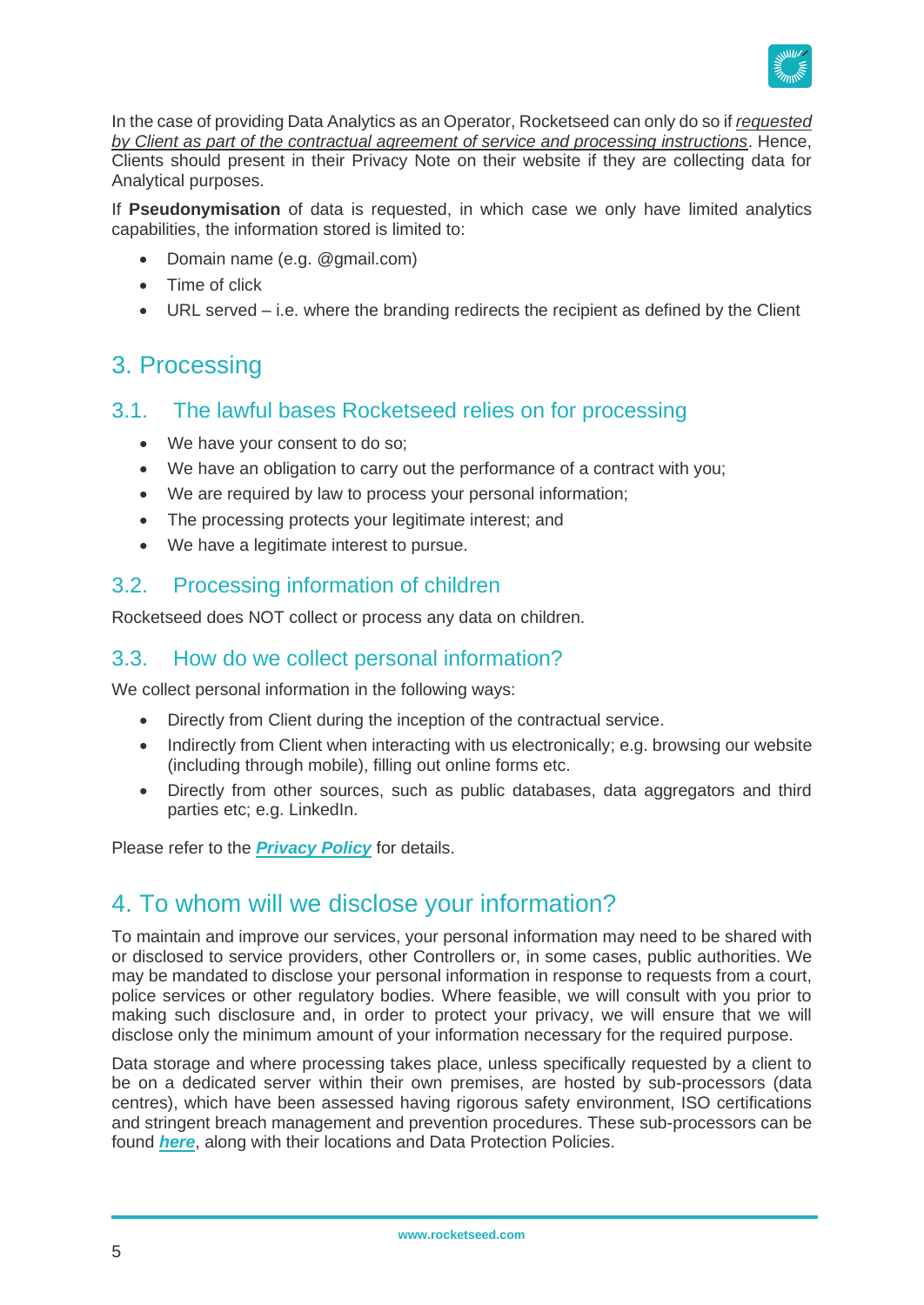In the case of providing Data Analytics as an Operator, Rocketseed can only do so if *requested by Client as part of the contractual agreement of service and processing instructions*. Hence, Clients should present in their Privacy Note on their website if they are collecting data for Analytical purposes.

If **Pseudonymisation** of data is requested, in which case we only have limited analytics capabilities, the information stored is limited to:

- Domain name (e.g. @gmail.com)
- Time of click
- URL served – i.e. where the branding redirects the recipient as defined by the Client

# 3. Processing

## 3.1. The lawful bases Rocketseed relies on for processing

- We have your consent to do so;
- We have an obligation to carry out the performance of a contract with you;
- We are required by law to process your personal information;
- The processing protects your legitimate interest; and
- We have a legitimate interest to pursue.

## 3.2. Processing information of children

Rocketseed does NOT collect or process any data on children.

## 3.3. How do we collect personal information?

We collect personal information in the following ways:

- Directly from Client during the inception of the contractual service.
- Indirectly from Client when interacting with us electronically; e.g. browsing our website (including through mobile), filling out online forms etc.
- Directly from other sources, such as public databases, data aggregators and third parties etc; e.g. LinkedIn.

Please refer to the ***Privacy Policy*** for details.

# 4. To whom will we disclose your information?

To maintain and improve our services, your personal information may need to be shared with or disclosed to service providers, other Controllers or, in some cases, public authorities. We may be mandated to disclose your personal information in response to requests from a court, police services or other regulatory bodies. Where feasible, we will consult with you prior to making such disclosure and, in order to protect your privacy, we will ensure that we will disclose only the minimum amount of your information necessary for the required purpose.

Data storage and where processing takes place, unless specifically requested by a client to be on a dedicated server within their own premises, are hosted by sub-processors (data centres), which have been assessed having rigorous safety environment, ISO certifications and stringent breach management and prevention procedures. These sub-processors can be found ***here***, along with their locations and Data Protection Policies.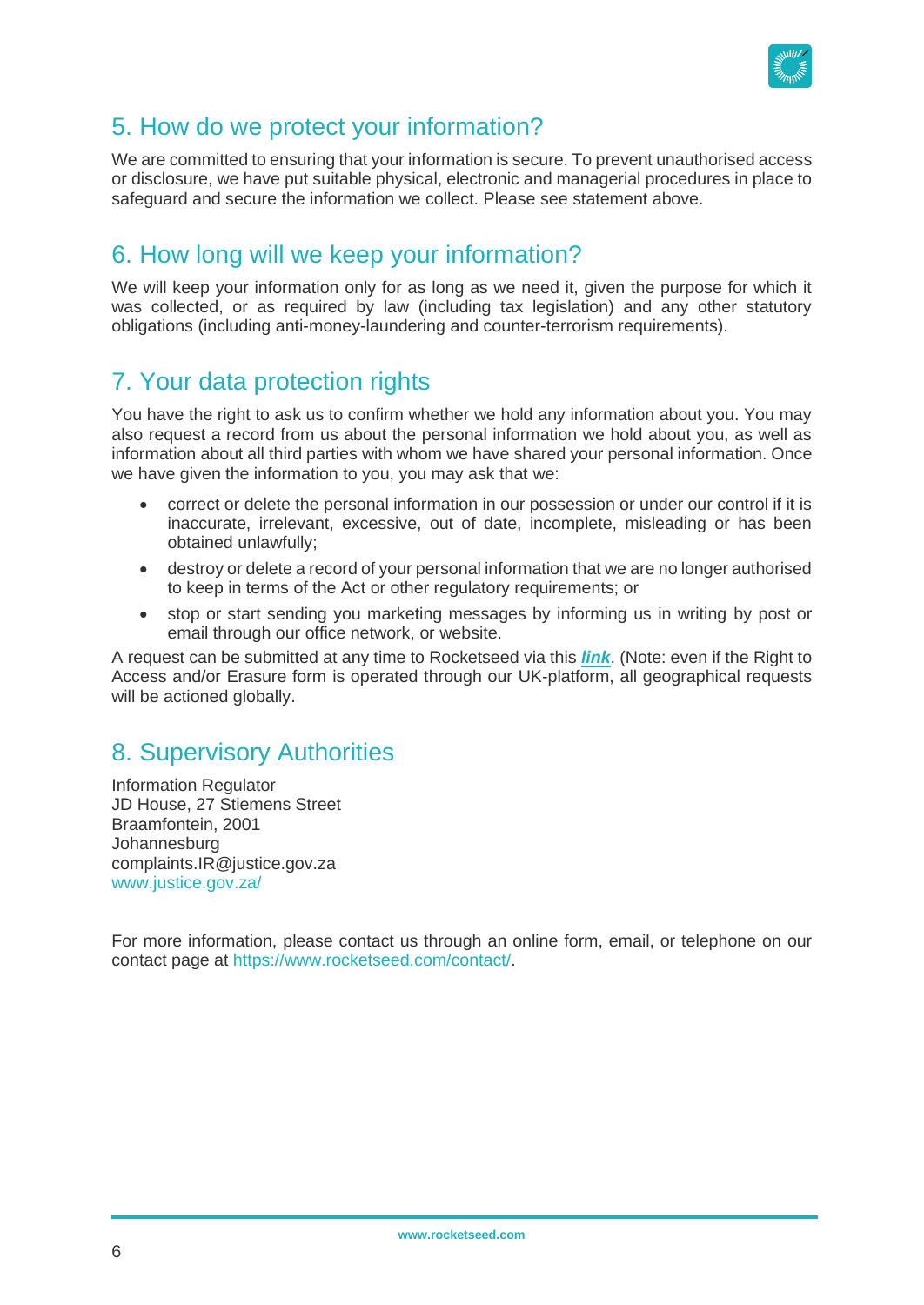## 5. How do we protect your information?

We are committed to ensuring that your information is secure. To prevent unauthorised access or disclosure, we have put suitable physical, electronic and managerial procedures in place to safeguard and secure the information we collect. Please see statement above.

## 6. How long will we keep your information?

We will keep your information only for as long as we need it, given the purpose for which it was collected, or as required by law (including tax legislation) and any other statutory obligations (including anti-money-laundering and counter-terrorism requirements).

## 7. Your data protection rights

You have the right to ask us to confirm whether we hold any information about you. You may also request a record from us about the personal information we hold about you, as well as information about all third parties with whom we have shared your personal information. Once we have given the information to you, you may ask that we:

- correct or delete the personal information in our possession or under our control if it is inaccurate, irrelevant, excessive, out of date, incomplete, misleading or has been obtained unlawfully;
- destroy or delete a record of your personal information that we are no longer authorised to keep in terms of the Act or other regulatory requirements; or
- stop or start sending you marketing messages by informing us in writing by post or email through our office network, or website.

A request can be submitted at any time to Rocketseed via this ***link***. (Note: even if the Right to Access and/or Erasure form is operated through our UK-platform, all geographical requests will be actioned globally.

## 8. Supervisory Authorities

Information Regulator
JD House, 27 Stiemens Street
Braamfontein, 2001
Johannesburg
complaints.IR@justice.gov.za
www.justice.gov.za/

For more information, please contact us through an online form, email, or telephone on our contact page at https://www.rocketseed.com/contact/.